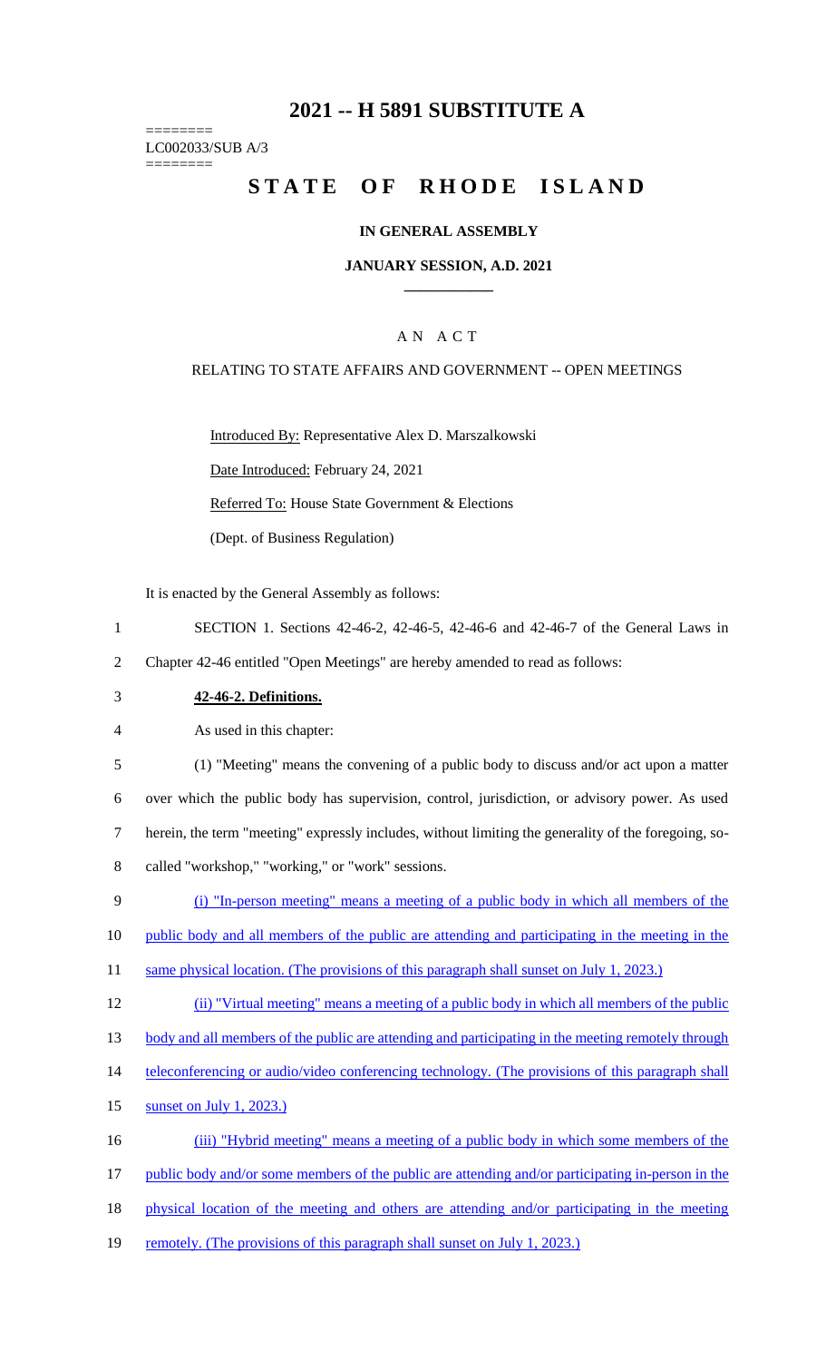# 2021 -- H 5891 SUBSTITUTE A

========
LC002033/SUB A/3
========

# STATE OF RHODE ISLAND

### IN GENERAL ASSEMBLY

### JANUARY SESSION, A.D. 2021

## A N A C T

RELATING TO STATE AFFAIRS AND GOVERNMENT -- OPEN MEETINGS

Introduced By: Representative Alex D. Marszalkowski

Date Introduced: February 24, 2021

Referred To: House State Government & Elections

(Dept. of Business Regulation)

It is enacted by the General Assembly as follows:

1 SECTION 1. Sections 42-46-2, 42-46-5, 42-46-6 and 42-46-7 of the General Laws in
2 Chapter 42-46 entitled "Open Meetings" are hereby amended to read as follows:

3 **42-46-2. Definitions.**

4 As used in this chapter:

5 (1) "Meeting" means the convening of a public body to discuss and/or act upon a matter
6 over which the public body has supervision, control, jurisdiction, or advisory power. As used
7 herein, the term "meeting" expressly includes, without limiting the generality of the foregoing, so-
8 called "workshop," "working," or "work" sessions.

9 (i) "In-person meeting" means a meeting of a public body in which all members of the
10 public body and all members of the public are attending and participating in the meeting in the
11 same physical location. (The provisions of this paragraph shall sunset on July 1, 2023.)

12 (ii) "Virtual meeting" means a meeting of a public body in which all members of the public
13 body and all members of the public are attending and participating in the meeting remotely through
14 teleconferencing or audio/video conferencing technology. (The provisions of this paragraph shall
15 sunset on July 1, 2023.)

16 (iii) "Hybrid meeting" means a meeting of a public body in which some members of the
17 public body and/or some members of the public are attending and/or participating in-person in the
18 physical location of the meeting and others are attending and/or participating in the meeting
19 remotely. (The provisions of this paragraph shall sunset on July 1, 2023.)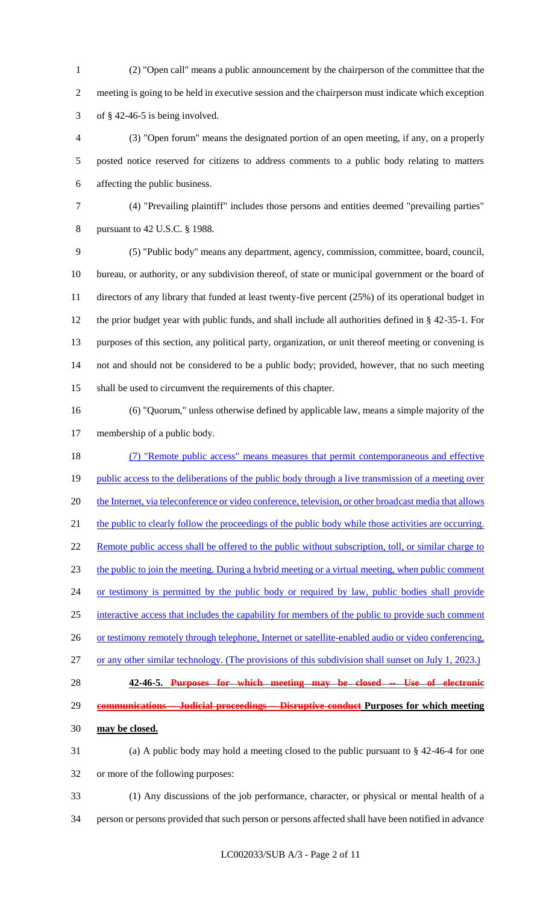(2) "Open call" means a public announcement by the chairperson of the committee that the meeting is going to be held in executive session and the chairperson must indicate which exception of § 42-46-5 is being involved.

(3) "Open forum" means the designated portion of an open meeting, if any, on a properly posted notice reserved for citizens to address comments to a public body relating to matters affecting the public business.

(4) "Prevailing plaintiff" includes those persons and entities deemed "prevailing parties" pursuant to 42 U.S.C. § 1988.

(5) "Public body" means any department, agency, commission, committee, board, council, bureau, or authority, or any subdivision thereof, of state or municipal government or the board of directors of any library that funded at least twenty-five percent (25%) of its operational budget in the prior budget year with public funds, and shall include all authorities defined in § 42-35-1. For purposes of this section, any political party, organization, or unit thereof meeting or convening is not and should not be considered to be a public body; provided, however, that no such meeting shall be used to circumvent the requirements of this chapter.

(6) "Quorum," unless otherwise defined by applicable law, means a simple majority of the membership of a public body.

<u>(7) "Remote public access" means measures that permit contemporaneous and effective public access to the deliberations of the public body through a live transmission of a meeting over the Internet, via teleconference or video conference, television, or other broadcast media that allows the public to clearly follow the proceedings of the public body while those activities are occurring. Remote public access shall be offered to the public without subscription, toll, or similar charge to the public to join the meeting. During a hybrid meeting or a virtual meeting, when public comment or testimony is permitted by the public body or required by law, public bodies shall provide interactive access that includes the capability for members of the public to provide such comment or testimony remotely through telephone, Internet or satellite-enabled audio or video conferencing, or any other similar technology. (The provisions of this subdivision shall sunset on July 1, 2023.)</u>

**42-46-5. ~~Purposes for which meeting may be closed -- Use of electronic communications -- Judicial proceedings -- Disruptive conduct~~ <u>Purposes for which meeting may be closed.</u>**

(a) A public body may hold a meeting closed to the public pursuant to § 42-46-4 for one or more of the following purposes:

(1) Any discussions of the job performance, character, or physical or mental health of a person or persons provided that such person or persons affected shall have been notified in advance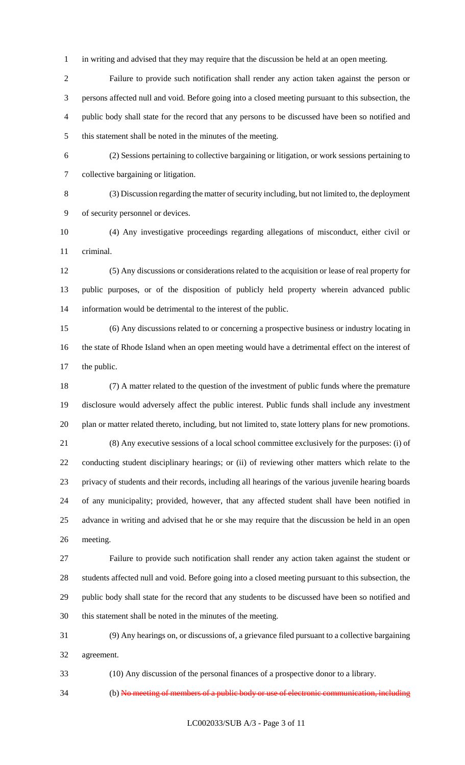in writing and advised that they may require that the discussion be held at an open meeting.

Failure to provide such notification shall render any action taken against the person or persons affected null and void. Before going into a closed meeting pursuant to this subsection, the public body shall state for the record that any persons to be discussed have been so notified and this statement shall be noted in the minutes of the meeting.

(2) Sessions pertaining to collective bargaining or litigation, or work sessions pertaining to collective bargaining or litigation.

(3) Discussion regarding the matter of security including, but not limited to, the deployment of security personnel or devices.

(4) Any investigative proceedings regarding allegations of misconduct, either civil or criminal.

(5) Any discussions or considerations related to the acquisition or lease of real property for public purposes, or of the disposition of publicly held property wherein advanced public information would be detrimental to the interest of the public.

(6) Any discussions related to or concerning a prospective business or industry locating in the state of Rhode Island when an open meeting would have a detrimental effect on the interest of the public.

(7) A matter related to the question of the investment of public funds where the premature disclosure would adversely affect the public interest. Public funds shall include any investment plan or matter related thereto, including, but not limited to, state lottery plans for new promotions.

(8) Any executive sessions of a local school committee exclusively for the purposes: (i) of conducting student disciplinary hearings; or (ii) of reviewing other matters which relate to the privacy of students and their records, including all hearings of the various juvenile hearing boards of any municipality; provided, however, that any affected student shall have been notified in advance in writing and advised that he or she may require that the discussion be held in an open meeting.

Failure to provide such notification shall render any action taken against the student or students affected null and void. Before going into a closed meeting pursuant to this subsection, the public body shall state for the record that any students to be discussed have been so notified and this statement shall be noted in the minutes of the meeting.

(9) Any hearings on, or discussions of, a grievance filed pursuant to a collective bargaining agreement.

(10) Any discussion of the personal finances of a prospective donor to a library.

(b) ~~No meeting of members of a public body or use of electronic communication, including~~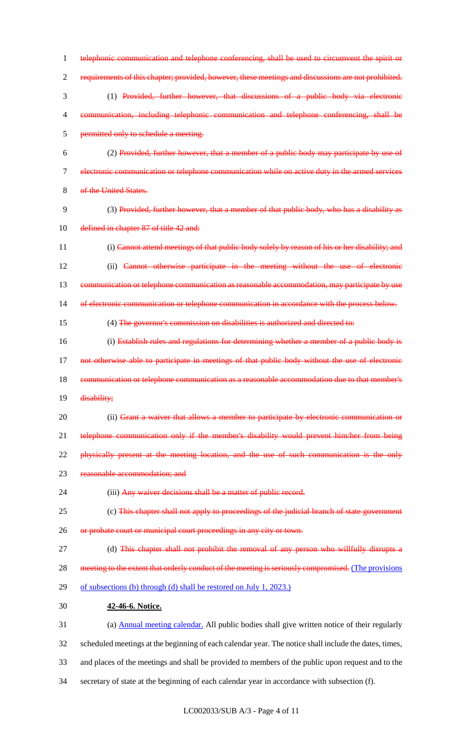~~telephonic communication and telephone conferencing, shall be used to circumvent the spirit or requirements of this chapter; provided, however, these meetings and discussions are not prohibited.~~

(1) ~~Provided, further however, that discussions of a public body via electronic communication, including telephonic communication and telephone conferencing, shall be permitted only to schedule a meeting.~~

(2) ~~Provided, further however, that a member of a public body may participate by use of electronic communication or telephone communication while on active duty in the armed services of the United States.~~

(3) ~~Provided, further however, that a member of that public body, who has a disability as defined in chapter 87 of title 42 and:~~

(i) ~~Cannot attend meetings of that public body solely by reason of his or her disability; and~~

(ii) ~~Cannot otherwise participate in the meeting without the use of electronic communication or telephone communication as reasonable accommodation, may participate by use of electronic communication or telephone communication in accordance with the process below.~~

(4) ~~The governor's commission on disabilities is authorized and directed to:~~

(i) ~~Establish rules and regulations for determining whether a member of a public body is not otherwise able to participate in meetings of that public body without the use of electronic communication or telephone communication as a reasonable accommodation due to that member's disability;~~

(ii) ~~Grant a waiver that allows a member to participate by electronic communication or telephone communication only if the member's disability would prevent him/her from being physically present at the meeting location, and the use of such communication is the only reasonable accommodation; and~~

(iii) ~~Any waiver decisions shall be a matter of public record.~~

(c) ~~This chapter shall not apply to proceedings of the judicial branch of state government or probate court or municipal court proceedings in any city or town.~~

(d) ~~This chapter shall not prohibit the removal of any person who willfully disrupts a meeting to the extent that orderly conduct of the meeting is seriously compromised.~~ <u>(The provisions of subsections (b) through (d) shall be restored on July 1, 2023.)</u>

**<u>42-46-6. Notice.</u>**

(a) <u>Annual meeting calendar.</u> All public bodies shall give written notice of their regularly scheduled meetings at the beginning of each calendar year. The notice shall include the dates, times, and places of the meetings and shall be provided to members of the public upon request and to the secretary of state at the beginning of each calendar year in accordance with subsection (f).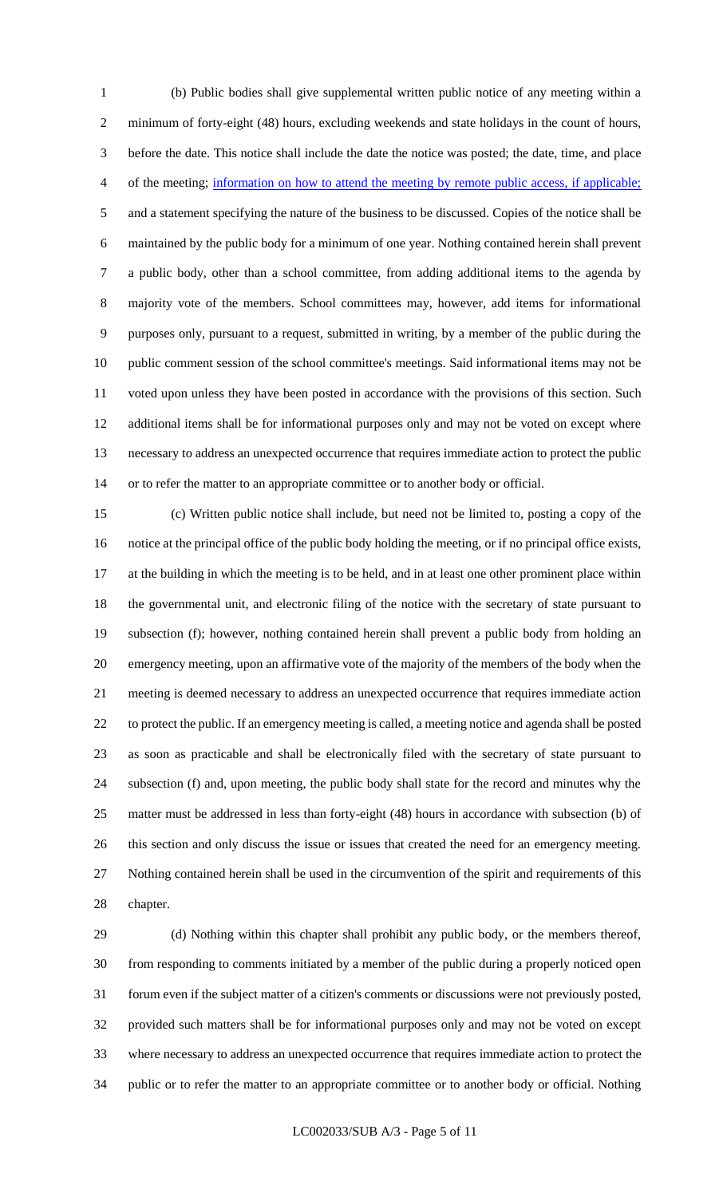(b) Public bodies shall give supplemental written public notice of any meeting within a minimum of forty-eight (48) hours, excluding weekends and state holidays in the count of hours, before the date. This notice shall include the date the notice was posted; the date, time, and place of the meeting; information on how to attend the meeting by remote public access, if applicable; and a statement specifying the nature of the business to be discussed. Copies of the notice shall be maintained by the public body for a minimum of one year. Nothing contained herein shall prevent a public body, other than a school committee, from adding additional items to the agenda by majority vote of the members. School committees may, however, add items for informational purposes only, pursuant to a request, submitted in writing, by a member of the public during the public comment session of the school committee's meetings. Said informational items may not be voted upon unless they have been posted in accordance with the provisions of this section. Such additional items shall be for informational purposes only and may not be voted on except where necessary to address an unexpected occurrence that requires immediate action to protect the public or to refer the matter to an appropriate committee or to another body or official.

(c) Written public notice shall include, but need not be limited to, posting a copy of the notice at the principal office of the public body holding the meeting, or if no principal office exists, at the building in which the meeting is to be held, and in at least one other prominent place within the governmental unit, and electronic filing of the notice with the secretary of state pursuant to subsection (f); however, nothing contained herein shall prevent a public body from holding an emergency meeting, upon an affirmative vote of the majority of the members of the body when the meeting is deemed necessary to address an unexpected occurrence that requires immediate action to protect the public. If an emergency meeting is called, a meeting notice and agenda shall be posted as soon as practicable and shall be electronically filed with the secretary of state pursuant to subsection (f) and, upon meeting, the public body shall state for the record and minutes why the matter must be addressed in less than forty-eight (48) hours in accordance with subsection (b) of this section and only discuss the issue or issues that created the need for an emergency meeting. Nothing contained herein shall be used in the circumvention of the spirit and requirements of this chapter.

(d) Nothing within this chapter shall prohibit any public body, or the members thereof, from responding to comments initiated by a member of the public during a properly noticed open forum even if the subject matter of a citizen's comments or discussions were not previously posted, provided such matters shall be for informational purposes only and may not be voted on except where necessary to address an unexpected occurrence that requires immediate action to protect the public or to refer the matter to an appropriate committee or to another body or official. Nothing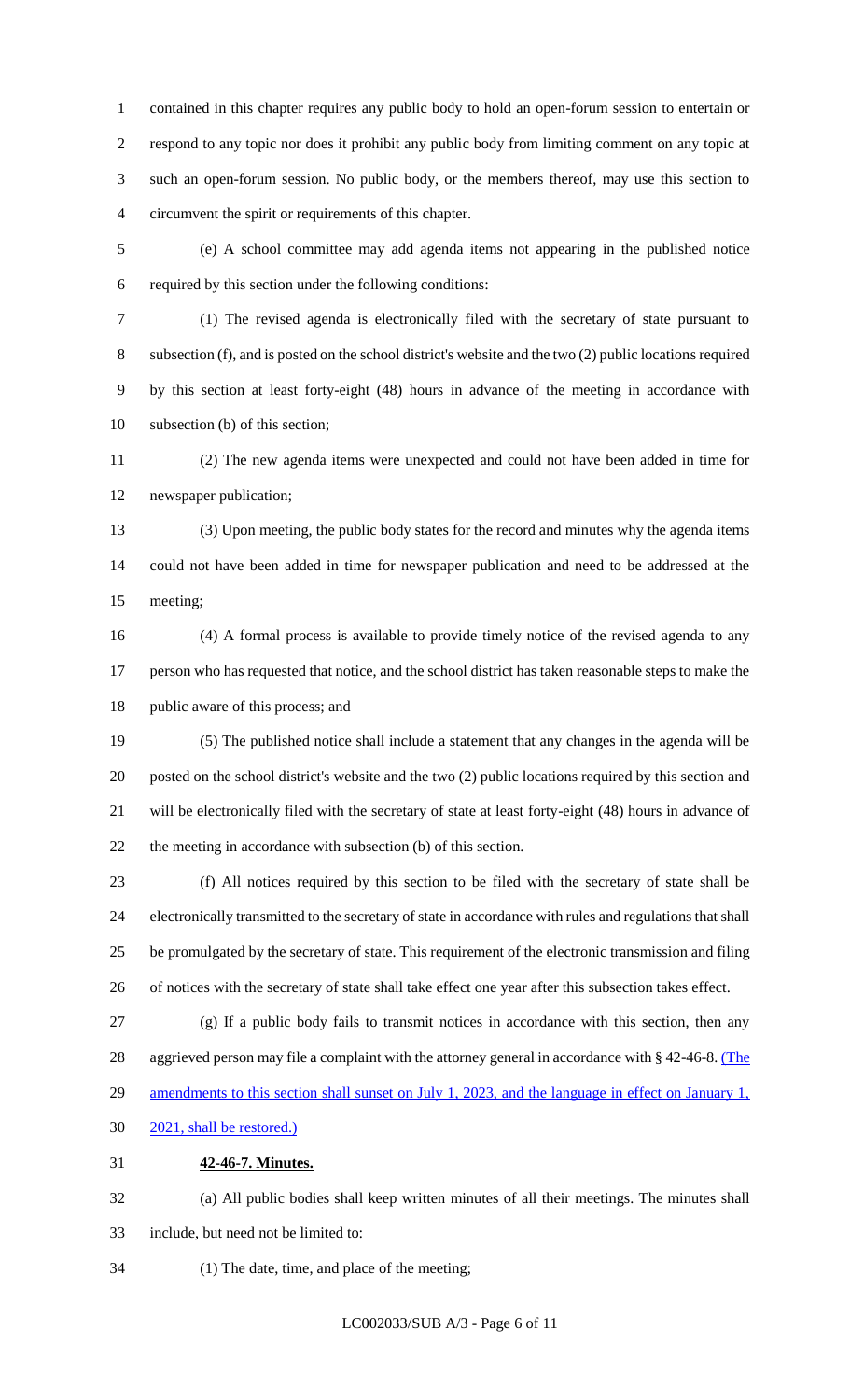contained in this chapter requires any public body to hold an open-forum session to entertain or respond to any topic nor does it prohibit any public body from limiting comment on any topic at such an open-forum session. No public body, or the members thereof, may use this section to circumvent the spirit or requirements of this chapter.

(e) A school committee may add agenda items not appearing in the published notice required by this section under the following conditions:

(1) The revised agenda is electronically filed with the secretary of state pursuant to subsection (f), and is posted on the school district's website and the two (2) public locations required by this section at least forty-eight (48) hours in advance of the meeting in accordance with subsection (b) of this section;

(2) The new agenda items were unexpected and could not have been added in time for newspaper publication;

(3) Upon meeting, the public body states for the record and minutes why the agenda items could not have been added in time for newspaper publication and need to be addressed at the meeting;

(4) A formal process is available to provide timely notice of the revised agenda to any person who has requested that notice, and the school district has taken reasonable steps to make the public aware of this process; and

(5) The published notice shall include a statement that any changes in the agenda will be posted on the school district's website and the two (2) public locations required by this section and will be electronically filed with the secretary of state at least forty-eight (48) hours in advance of the meeting in accordance with subsection (b) of this section.

(f) All notices required by this section to be filed with the secretary of state shall be electronically transmitted to the secretary of state in accordance with rules and regulations that shall be promulgated by the secretary of state. This requirement of the electronic transmission and filing of notices with the secretary of state shall take effect one year after this subsection takes effect.

(g) If a public body fails to transmit notices in accordance with this section, then any aggrieved person may file a complaint with the attorney general in accordance with § 42-46-8. (The amendments to this section shall sunset on July 1, 2023, and the language in effect on January 1, 2021, shall be restored.)

**42-46-7. Minutes.**

(a) All public bodies shall keep written minutes of all their meetings. The minutes shall include, but need not be limited to:

(1) The date, time, and place of the meeting;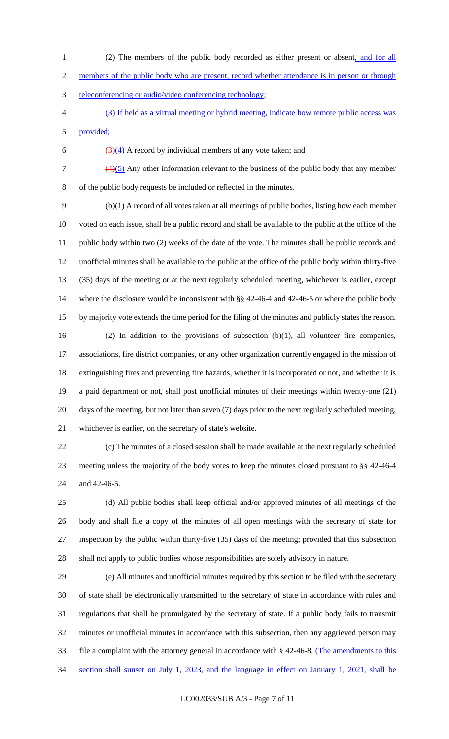(2) The members of the public body recorded as either present or absent, and for all members of the public body who are present, record whether attendance is in person or through teleconferencing or audio/video conferencing technology;

(3) If held as a virtual meeting or hybrid meeting, indicate how remote public access was provided;

~~(3)~~(4) A record by individual members of any vote taken; and

~~(4)~~(5) Any other information relevant to the business of the public body that any member of the public body requests be included or reflected in the minutes.

(b)(1) A record of all votes taken at all meetings of public bodies, listing how each member voted on each issue, shall be a public record and shall be available to the public at the office of the public body within two (2) weeks of the date of the vote. The minutes shall be public records and unofficial minutes shall be available to the public at the office of the public body within thirty-five (35) days of the meeting or at the next regularly scheduled meeting, whichever is earlier, except where the disclosure would be inconsistent with §§ 42-46-4 and 42-46-5 or where the public body by majority vote extends the time period for the filing of the minutes and publicly states the reason.

(2) In addition to the provisions of subsection (b)(1), all volunteer fire companies, associations, fire district companies, or any other organization currently engaged in the mission of extinguishing fires and preventing fire hazards, whether it is incorporated or not, and whether it is a paid department or not, shall post unofficial minutes of their meetings within twenty-one (21) days of the meeting, but not later than seven (7) days prior to the next regularly scheduled meeting, whichever is earlier, on the secretary of state's website.

(c) The minutes of a closed session shall be made available at the next regularly scheduled meeting unless the majority of the body votes to keep the minutes closed pursuant to §§ 42-46-4 and 42-46-5.

(d) All public bodies shall keep official and/or approved minutes of all meetings of the body and shall file a copy of the minutes of all open meetings with the secretary of state for inspection by the public within thirty-five (35) days of the meeting; provided that this subsection shall not apply to public bodies whose responsibilities are solely advisory in nature.

(e) All minutes and unofficial minutes required by this section to be filed with the secretary of state shall be electronically transmitted to the secretary of state in accordance with rules and regulations that shall be promulgated by the secretary of state. If a public body fails to transmit minutes or unofficial minutes in accordance with this subsection, then any aggrieved person may file a complaint with the attorney general in accordance with § 42-46-8. (The amendments to this section shall sunset on July 1, 2023, and the language in effect on January 1, 2021, shall be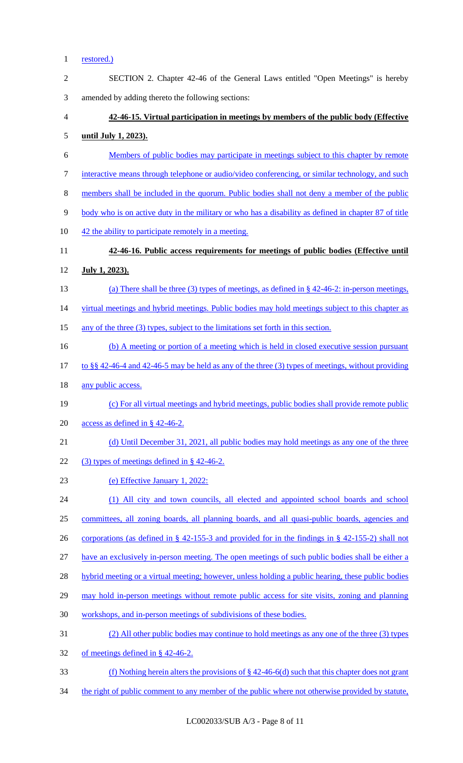restored.)

SECTION 2. Chapter 42-46 of the General Laws entitled "Open Meetings" is hereby amended by adding thereto the following sections:

**42-46-15. Virtual participation in meetings by members of the public body (Effective until July 1, 2023).**

Members of public bodies may participate in meetings subject to this chapter by remote interactive means through telephone or audio/video conferencing, or similar technology, and such members shall be included in the quorum. Public bodies shall not deny a member of the public body who is on active duty in the military or who has a disability as defined in chapter 87 of title 42 the ability to participate remotely in a meeting.

**42-46-16. Public access requirements for meetings of public bodies (Effective until July 1, 2023).**

(a) There shall be three (3) types of meetings, as defined in § 42-46-2: in-person meetings, virtual meetings and hybrid meetings. Public bodies may hold meetings subject to this chapter as any of the three (3) types, subject to the limitations set forth in this section.

(b) A meeting or portion of a meeting which is held in closed executive session pursuant to §§ 42-46-4 and 42-46-5 may be held as any of the three (3) types of meetings, without providing any public access.

(c) For all virtual meetings and hybrid meetings, public bodies shall provide remote public access as defined in § 42-46-2.

(d) Until December 31, 2021, all public bodies may hold meetings as any one of the three (3) types of meetings defined in § 42-46-2.

(e) Effective January 1, 2022:

(1) All city and town councils, all elected and appointed school boards and school committees, all zoning boards, all planning boards, and all quasi-public boards, agencies and corporations (as defined in § 42-155-3 and provided for in the findings in § 42-155-2) shall not have an exclusively in-person meeting. The open meetings of such public bodies shall be either a hybrid meeting or a virtual meeting; however, unless holding a public hearing, these public bodies may hold in-person meetings without remote public access for site visits, zoning and planning workshops, and in-person meetings of subdivisions of these bodies.

(2) All other public bodies may continue to hold meetings as any one of the three (3) types of meetings defined in § 42-46-2.

(f) Nothing herein alters the provisions of § 42-46-6(d) such that this chapter does not grant the right of public comment to any member of the public where not otherwise provided by statute,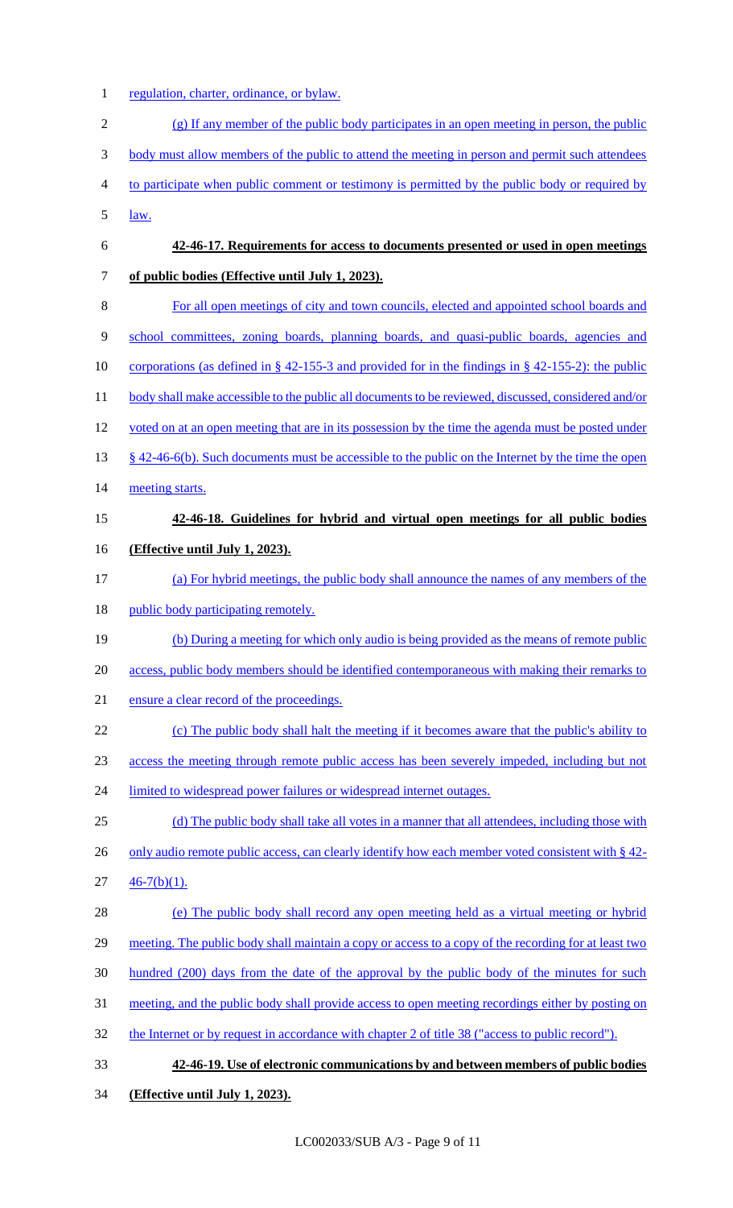regulation, charter, ordinance, or bylaw.

(g) If any member of the public body participates in an open meeting in person, the public body must allow members of the public to attend the meeting in person and permit such attendees to participate when public comment or testimony is permitted by the public body or required by law.

**42-46-17. Requirements for access to documents presented or used in open meetings of public bodies (Effective until July 1, 2023).**

For all open meetings of city and town councils, elected and appointed school boards and school committees, zoning boards, planning boards, and quasi-public boards, agencies and corporations (as defined in § 42-155-3 and provided for in the findings in § 42-155-2): the public body shall make accessible to the public all documents to be reviewed, discussed, considered and/or voted on at an open meeting that are in its possession by the time the agenda must be posted under § 42-46-6(b). Such documents must be accessible to the public on the Internet by the time the open meeting starts.

**42-46-18. Guidelines for hybrid and virtual open meetings for all public bodies (Effective until July 1, 2023).**

(a) For hybrid meetings, the public body shall announce the names of any members of the public body participating remotely.

(b) During a meeting for which only audio is being provided as the means of remote public access, public body members should be identified contemporaneous with making their remarks to ensure a clear record of the proceedings.

(c) The public body shall halt the meeting if it becomes aware that the public's ability to access the meeting through remote public access has been severely impeded, including but not limited to widespread power failures or widespread internet outages.

(d) The public body shall take all votes in a manner that all attendees, including those with only audio remote public access, can clearly identify how each member voted consistent with § 42-46-7(b)(1).

(e) The public body shall record any open meeting held as a virtual meeting or hybrid meeting. The public body shall maintain a copy or access to a copy of the recording for at least two hundred (200) days from the date of the approval by the public body of the minutes for such meeting, and the public body shall provide access to open meeting recordings either by posting on the Internet or by request in accordance with chapter 2 of title 38 ("access to public record").

**42-46-19. Use of electronic communications by and between members of public bodies (Effective until July 1, 2023).**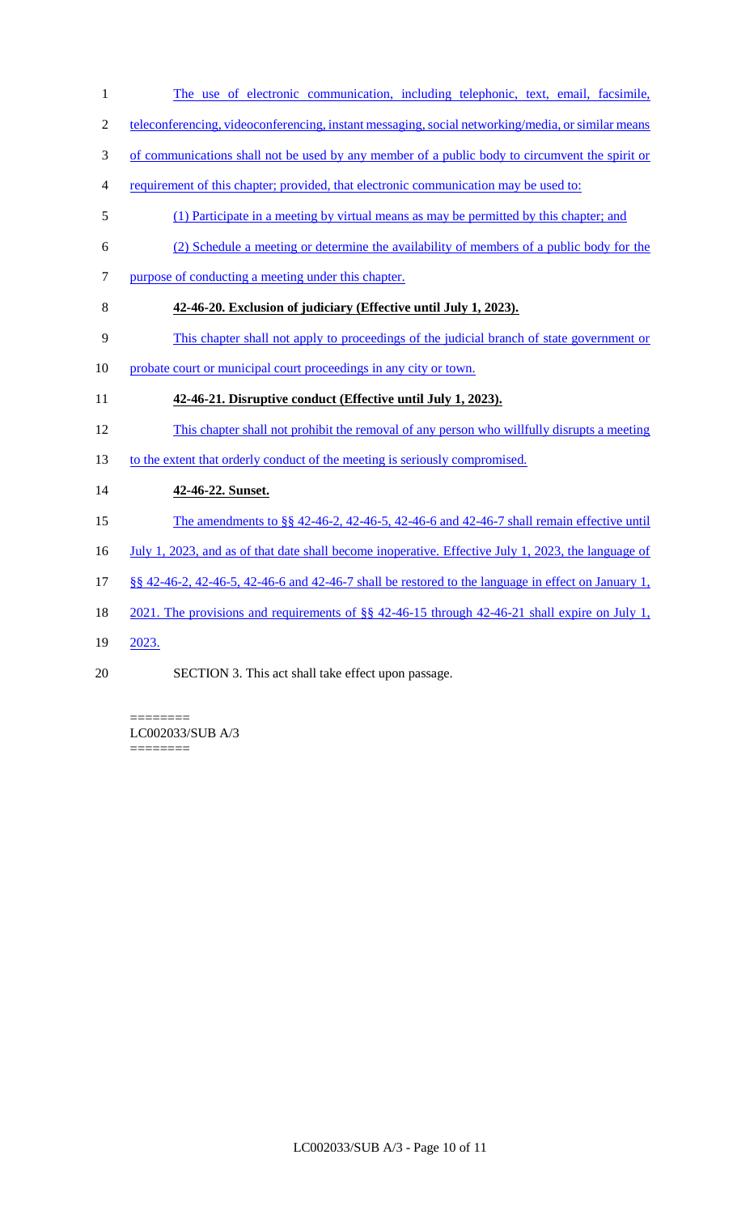The use of electronic communication, including telephonic, text, email, facsimile, teleconferencing, videoconferencing, instant messaging, social networking/media, or similar means of communications shall not be used by any member of a public body to circumvent the spirit or requirement of this chapter; provided, that electronic communication may be used to:

(1) Participate in a meeting by virtual means as may be permitted by this chapter; and

(2) Schedule a meeting or determine the availability of members of a public body for the purpose of conducting a meeting under this chapter.

**42-46-20. Exclusion of judiciary (Effective until July 1, 2023).**

This chapter shall not apply to proceedings of the judicial branch of state government or probate court or municipal court proceedings in any city or town.

**42-46-21. Disruptive conduct (Effective until July 1, 2023).**

This chapter shall not prohibit the removal of any person who willfully disrupts a meeting to the extent that orderly conduct of the meeting is seriously compromised.

**42-46-22. Sunset.**

The amendments to §§ 42-46-2, 42-46-5, 42-46-6 and 42-46-7 shall remain effective until July 1, 2023, and as of that date shall become inoperative. Effective July 1, 2023, the language of §§ 42-46-2, 42-46-5, 42-46-6 and 42-46-7 shall be restored to the language in effect on January 1, 2021. The provisions and requirements of §§ 42-46-15 through 42-46-21 shall expire on July 1, 2023.

SECTION 3. This act shall take effect upon passage.

========
LC002033/SUB A/3
========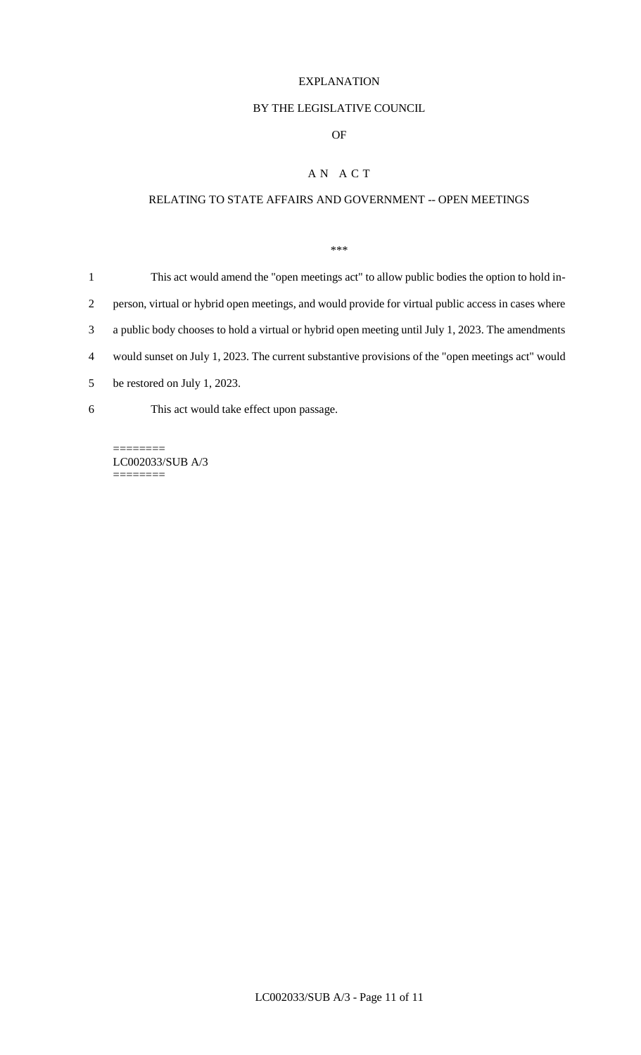EXPLANATION

BY THE LEGISLATIVE COUNCIL

OF

A N A C T

RELATING TO STATE AFFAIRS AND GOVERNMENT -- OPEN MEETINGS

\*\*\*

This act would amend the "open meetings act" to allow public bodies the option to hold in-person, virtual or hybrid open meetings, and would provide for virtual public access in cases where a public body chooses to hold a virtual or hybrid open meeting until July 1, 2023. The amendments would sunset on July 1, 2023. The current substantive provisions of the "open meetings act" would be restored on July 1, 2023.

This act would take effect upon passage.

========
LC002033/SUB A/3
========